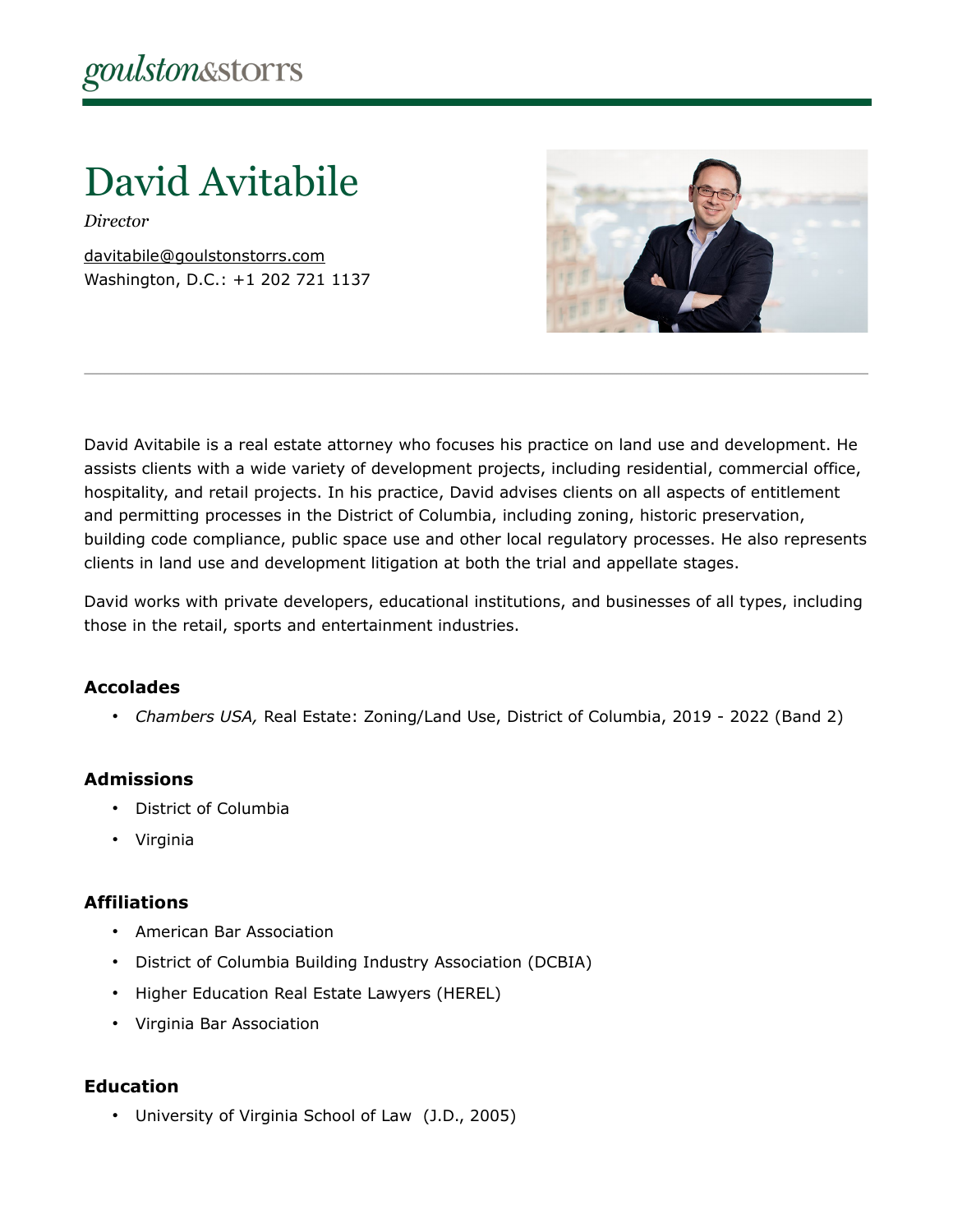goulston&storrs

# David Avitabile

*Director*

davitabile@goulstonstorrs.com
Washington, D.C.: +1 202 721 1137

David Avitabile is a real estate attorney who focuses his practice on land use and development. He assists clients with a wide variety of development projects, including residential, commercial office, hospitality, and retail projects. In his practice, David advises clients on all aspects of entitlement and permitting processes in the District of Columbia, including zoning, historic preservation, building code compliance, public space use and other local regulatory processes. He also represents clients in land use and development litigation at both the trial and appellate stages.

David works with private developers, educational institutions, and businesses of all types, including those in the retail, sports and entertainment industries.

### Accolades

- *Chambers USA,* Real Estate: Zoning/Land Use, District of Columbia, 2019 - 2022 (Band 2)

### Admissions

- District of Columbia
- Virginia

### Affiliations

- American Bar Association
- District of Columbia Building Industry Association (DCBIA)
- Higher Education Real Estate Lawyers (HEREL)
- Virginia Bar Association

### Education

- University of Virginia School of Law (J.D., 2005)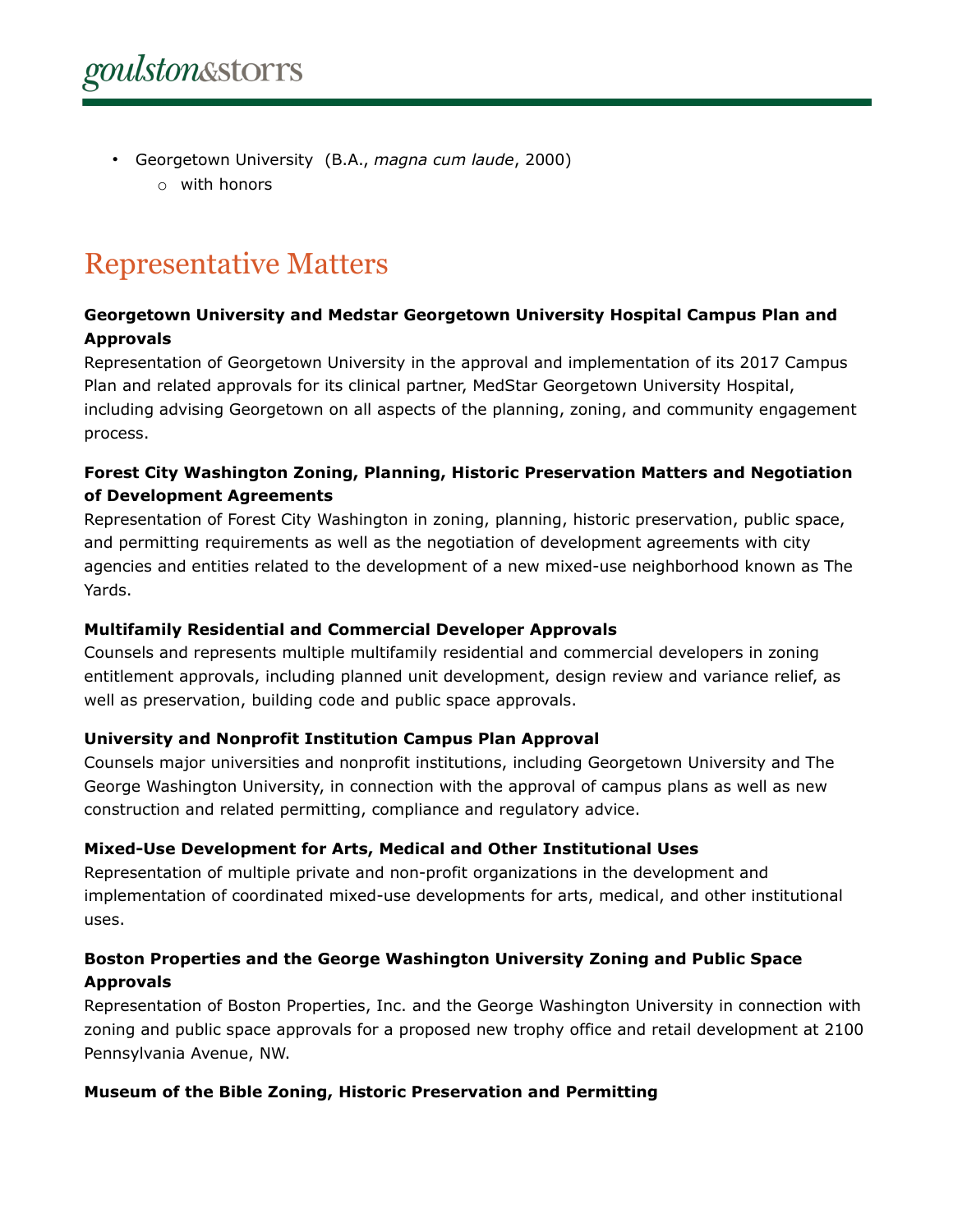- Georgetown University (B.A., *magna cum laude*, 2000)
    - with honors

## Representative Matters

**Georgetown University and Medstar Georgetown University Hospital Campus Plan and Approvals**

Representation of Georgetown University in the approval and implementation of its 2017 Campus Plan and related approvals for its clinical partner, MedStar Georgetown University Hospital, including advising Georgetown on all aspects of the planning, zoning, and community engagement process.

**Forest City Washington Zoning, Planning, Historic Preservation Matters and Negotiation of Development Agreements**

Representation of Forest City Washington in zoning, planning, historic preservation, public space, and permitting requirements as well as the negotiation of development agreements with city agencies and entities related to the development of a new mixed-use neighborhood known as The Yards.

**Multifamily Residential and Commercial Developer Approvals**

Counsels and represents multiple multifamily residential and commercial developers in zoning entitlement approvals, including planned unit development, design review and variance relief, as well as preservation, building code and public space approvals.

**University and Nonprofit Institution Campus Plan Approval**

Counsels major universities and nonprofit institutions, including Georgetown University and The George Washington University, in connection with the approval of campus plans as well as new construction and related permitting, compliance and regulatory advice.

**Mixed-Use Development for Arts, Medical and Other Institutional Uses**

Representation of multiple private and non-profit organizations in the development and implementation of coordinated mixed-use developments for arts, medical, and other institutional uses.

**Boston Properties and the George Washington University Zoning and Public Space Approvals**

Representation of Boston Properties, Inc. and the George Washington University in connection with zoning and public space approvals for a proposed new trophy office and retail development at 2100 Pennsylvania Avenue, NW.

**Museum of the Bible Zoning, Historic Preservation and Permitting**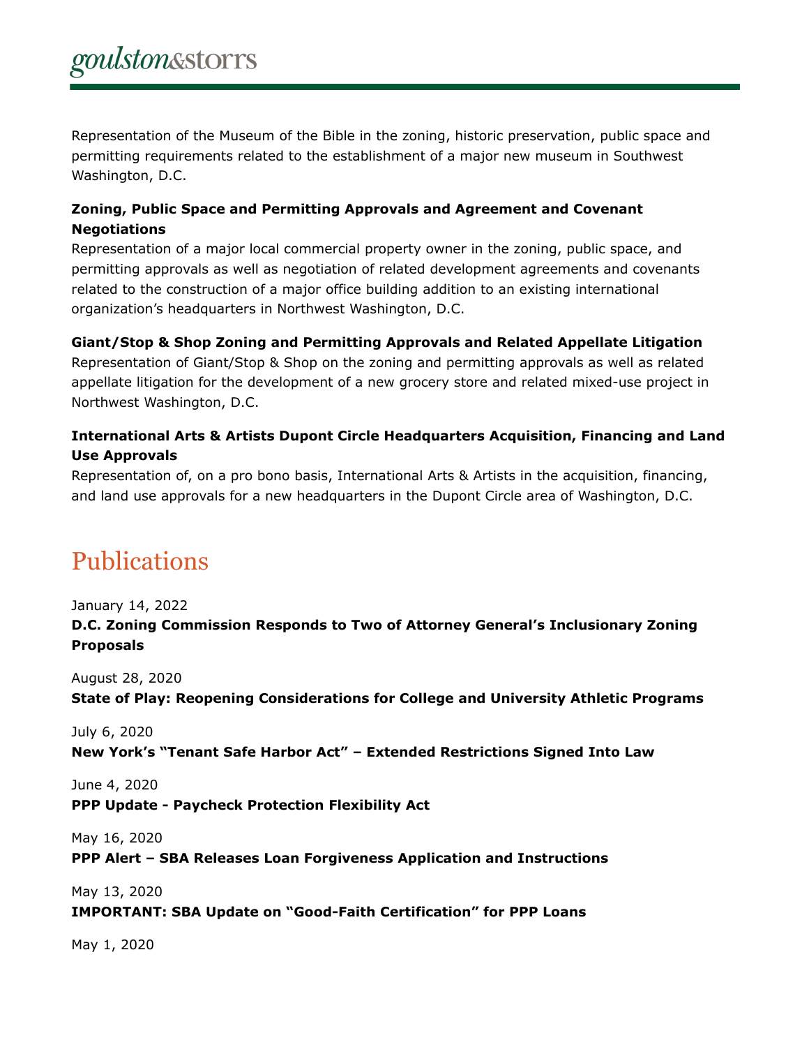Representation of the Museum of the Bible in the zoning, historic preservation, public space and permitting requirements related to the establishment of a major new museum in Southwest Washington, D.C.

**Zoning, Public Space and Permitting Approvals and Agreement and Covenant Negotiations**

Representation of a major local commercial property owner in the zoning, public space, and permitting approvals as well as negotiation of related development agreements and covenants related to the construction of a major office building addition to an existing international organization's headquarters in Northwest Washington, D.C.

**Giant/Stop & Shop Zoning and Permitting Approvals and Related Appellate Litigation**

Representation of Giant/Stop & Shop on the zoning and permitting approvals as well as related appellate litigation for the development of a new grocery store and related mixed-use project in Northwest Washington, D.C.

**International Arts & Artists Dupont Circle Headquarters Acquisition, Financing and Land Use Approvals**

Representation of, on a pro bono basis, International Arts & Artists in the acquisition, financing, and land use approvals for a new headquarters in the Dupont Circle area of Washington, D.C.

# Publications

January 14, 2022

**D.C. Zoning Commission Responds to Two of Attorney General's Inclusionary Zoning Proposals**

August 28, 2020

**State of Play: Reopening Considerations for College and University Athletic Programs**

July 6, 2020

**New York's "Tenant Safe Harbor Act" – Extended Restrictions Signed Into Law**

June 4, 2020

**PPP Update - Paycheck Protection Flexibility Act**

May 16, 2020

**PPP Alert – SBA Releases Loan Forgiveness Application and Instructions**

May 13, 2020

**IMPORTANT: SBA Update on "Good-Faith Certification" for PPP Loans**

May 1, 2020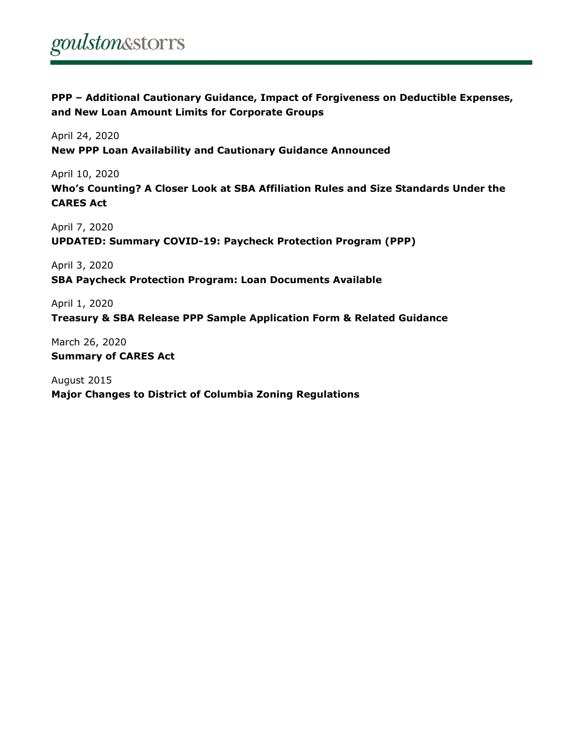**PPP – Additional Cautionary Guidance, Impact of Forgiveness on Deductible Expenses, and New Loan Amount Limits for Corporate Groups**

April 24, 2020
**New PPP Loan Availability and Cautionary Guidance Announced**

April 10, 2020
**Who's Counting? A Closer Look at SBA Affiliation Rules and Size Standards Under the CARES Act**

April 7, 2020
**UPDATED: Summary COVID-19: Paycheck Protection Program (PPP)**

April 3, 2020
**SBA Paycheck Protection Program: Loan Documents Available**

April 1, 2020
**Treasury & SBA Release PPP Sample Application Form & Related Guidance**

March 26, 2020
**Summary of CARES Act**

August 2015
**Major Changes to District of Columbia Zoning Regulations**